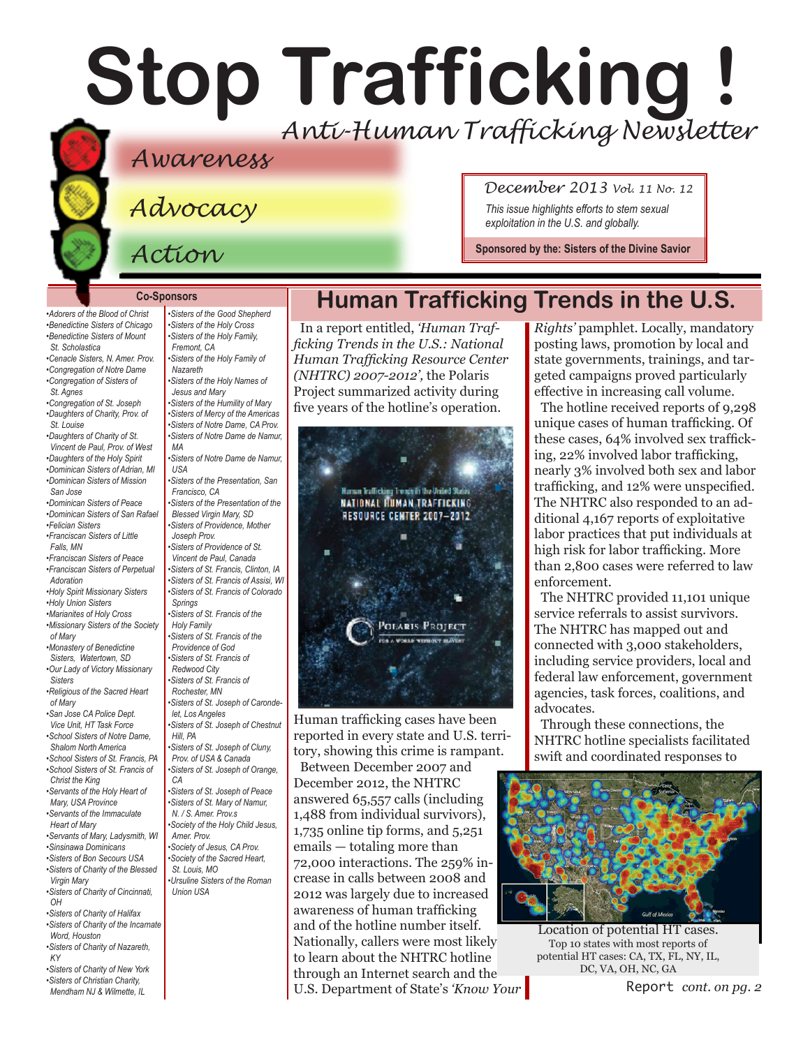# Stop Trafficking !

*Anti-Human Trafficking Newsletter*

*Awareness*

*Advocacy*

*Action*

*December 2013 Vol. 11 No. 12*

*This issue highlights efforts to stem sexual exploitation in the U.S. and globally.*

**Sponsored by the: Sisters of the Divine Savior**

**Co-Sponsors**

- *Adorers of the Blood of Christ*
- *Benedictine Sisters of Chicago*
- *Benedictine Sisters of Mount St. Scholastica*
- *Cenacle Sisters, N. Amer. Prov.*
- *Congregation of Notre Dame*
- *Congregation of Sisters of St. Agnes*
- *Congregation of St. Joseph*
- *Daughters of Charity, Prov. of St. Louise*
- *Daughters of Charity of St. Vincent de Paul, Prov. of West*
- *Daughters of the Holy Spirit*
- *Dominican Sisters of Adrian, MI*
- *Dominican Sisters of Mission San Jose*
- *Dominican Sisters of Peace*
- *Dominican Sisters of San Rafael*
- *Felician Sisters*
- *Franciscan Sisters of Little Falls, MN*
- *Franciscan Sisters of Peace*
- *Franciscan Sisters of Perpetual Adoration*
- *Holy Spirit Missionary Sisters*
- *Holy Union Sisters*
- *Marianites of Holy Cross*
- *Missionary Sisters of the Society of Mary*
- *Monastery of Benedictine Sisters, Watertown, SD*
- *Our Lady of Victory Missionary Sisters*
- *Religious of the Sacred Heart of Mary*
- *San Jose CA Police Dept. Vice Unit, HT Task Force*
- *School Sisters of Notre Dame, Shalom North America*
- *School Sisters of St. Francis, PA*
- *School Sisters of St. Francis of Christ the King*
- *Servants of the Holy Heart of Mary, USA Province*
- *Servants of the Immaculate Heart of Mary*
- *Servants of Mary, Ladysmith, WI*
- *Sinsinawa Dominicans*
- *Sisters of Bon Secours USA*
- *Sisters of Charity of the Blessed Virgin Mary*
- *Sisters of Charity of Cincinnati, OH*
- *Sisters of Charity of Halifax*
- *Sisters of Charity of the Incarnate Word, Houston*
- *Sisters of Charity of Nazareth, KY*
- *Sisters of Charity of New York*
- *Sisters of Christian Charity, Mendham NJ & Wilmette, IL*
- *Sisters of the Good Shepherd*
- *Sisters of the Holy Cross*
- *Sisters of the Holy Family, Fremont, CA*
- *Sisters of the Holy Family of Nazareth*
- *Sisters of the Holy Names of Jesus and Mary*
- *Sisters of the Humility of Mary*
- *Sisters of Mercy of the Americas*
- *Sisters of Notre Dame, CA Prov.*
- *Sisters of Notre Dame de Namur, MA*
- *Sisters of Notre Dame de Namur, USA*
- *Sisters of the Presentation, San Francisco, CA*
- *Sisters of the Presentation of the Blessed Virgin Mary, SD*
- *Sisters of Providence, Mother Joseph Prov.*
- *Sisters of Providence of St. Vincent de Paul, Canada*
- *Sisters of St. Francis, Clinton, IA*
- *Sisters of St. Francis of Assisi, WI*
- *Sisters of St. Francis of Colorado Springs*
- *Sisters of St. Francis of the Holy Family*
- *Sisters of St. Francis of the Providence of God*
- *Sisters of St. Francis of Redwood City*
- *Sisters of St. Francis of Rochester, MN*
- *Sisters of St. Joseph of Carondelet, Los Angeles*
- *Sisters of St. Joseph of Chestnut Hill, PA*
- *Sisters of St. Joseph of Cluny, Prov. of USA & Canada*
- *Sisters of St. Joseph of Orange, CA*
- *Sisters of St. Joseph of Peace*
- *Sisters of St. Mary of Namur, N. / S. Amer. Prov.s*
- *Society of the Holy Child Jesus, Amer. Prov.*
- *Society of Jesus, CA Prov.*
- *Society of the Sacred Heart, St. Louis, MO*
- *Ursuline Sisters of the Roman Union USA*

## Human Trafficking Trends in the U.S.

In a report entitled, *'Human Trafficking Trends in the U.S.: National Human Trafficking Resource Center (NHTRC) 2007-2012',* the Polaris Project summarized activity during five years of the hotline's operation.

Human trafficking cases have been reported in every state and U.S. territory, showing this crime is rampant.

Between December 2007 and December 2012, the NHTRC answered 65,557 calls (including 1,488 from individual survivors), 1,735 online tip forms, and 5,251 emails — totaling more than 72,000 interactions. The 259% increase in calls between 2008 and 2012 was largely due to increased awareness of human trafficking and of the hotline number itself. Nationally, callers were most likely to learn about the NHTRC hotline through an Internet search and the U.S. Department of State's *'Know Your Rights'* pamphlet. Locally, mandatory posting laws, promotion by local and state governments, trainings, and targeted campaigns proved particularly effective in increasing call volume.

The hotline received reports of 9,298 unique cases of human trafficking. Of these cases, 64% involved sex trafficking, 22% involved labor trafficking, nearly 3% involved both sex and labor trafficking, and 12% were unspecified. The NHTRC also responded to an additional 4,167 reports of exploitative labor practices that put individuals at high risk for labor trafficking. More than 2,800 cases were referred to law enforcement.

The NHTRC provided 11,101 unique service referrals to assist survivors. The NHTRC has mapped out and connected with 3,000 stakeholders, including service providers, local and federal law enforcement, government agencies, task forces, coalitions, and advocates.

Through these connections, the NHTRC hotline specialists facilitated swift and coordinated responses to

Location of potential HT cases.
Top 10 states with most reports of potential HT cases: CA, TX, FL, NY, IL, DC, VA, OH, NC, GA

Report *cont. on pg. 2*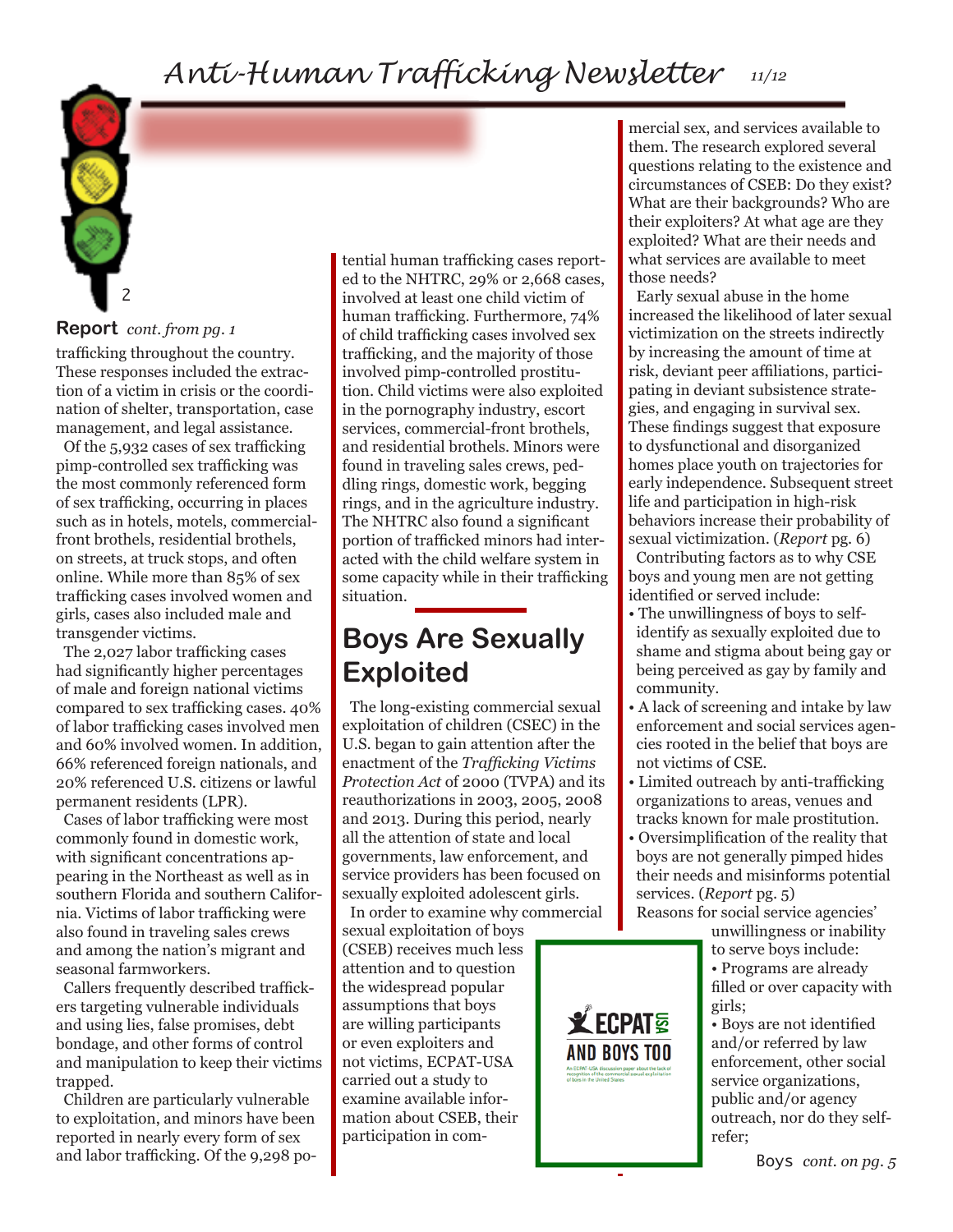**Report** *cont. from pg. 1*

trafficking throughout the country. These responses included the extraction of a victim in crisis or the coordination of shelter, transportation, case management, and legal assistance.

Of the 5,932 cases of sex trafficking pimp-controlled sex trafficking was the most commonly referenced form of sex trafficking, occurring in places such as in hotels, motels, commercial-front brothels, residential brothels, on streets, at truck stops, and often online. While more than 85% of sex trafficking cases involved women and girls, cases also included male and transgender victims.

The 2,027 labor trafficking cases had significantly higher percentages of male and foreign national victims compared to sex trafficking cases. 40% of labor trafficking cases involved men and 60% involved women. In addition, 66% referenced foreign nationals, and 20% referenced U.S. citizens or lawful permanent residents (LPR).

Cases of labor trafficking were most commonly found in domestic work, with significant concentrations appearing in the Northeast as well as in southern Florida and southern California. Victims of labor trafficking were also found in traveling sales crews and among the nation's migrant and seasonal farmworkers.

Callers frequently described traffickers targeting vulnerable individuals and using lies, false promises, debt bondage, and other forms of control and manipulation to keep their victims trapped.

Children are particularly vulnerable to exploitation, and minors have been reported in nearly every form of sex and labor trafficking. Of the 9,298 potential human trafficking cases reported to the NHTRC, 29% or 2,668 cases, involved at least one child victim of human trafficking. Furthermore, 74% of child trafficking cases involved sex trafficking, and the majority of those involved pimp-controlled prostitution. Child victims were also exploited in the pornography industry, escort services, commercial-front brothels, and residential brothels. Minors were found in traveling sales crews, peddling rings, domestic work, begging rings, and in the agriculture industry. The NHTRC also found a significant portion of trafficked minors had interacted with the child welfare system in some capacity while in their trafficking situation.

## Boys Are Sexually Exploited

The long-existing commercial sexual exploitation of children (CSEC) in the U.S. began to gain attention after the enactment of the *Trafficking Victims Protection Act* of 2000 (TVPA) and its reauthorizations in 2003, 2005, 2008 and 2013. During this period, nearly all the attention of state and local governments, law enforcement, and service providers has been focused on sexually exploited adolescent girls.

In order to examine why commercial sexual exploitation of boys (CSEB) receives much less attention and to question the widespread popular assumptions that boys are willing participants or even exploiters and not victims, ECPAT-USA carried out a study to examine available information about CSEB, their participation in commercial sex, and services available to them. The research explored several questions relating to the existence and circumstances of CSEB: Do they exist? What are their backgrounds? Who are their exploiters? At what age are they exploited? What are their needs and what services are available to meet those needs?

ECPAT USA
AND BOYS TOO
An ECPAT-USA discussion paper about the lack of recognition of the commercial sexual exploitation of boys in the United States

Early sexual abuse in the home increased the likelihood of later sexual victimization on the streets indirectly by increasing the amount of time at risk, deviant peer affiliations, participating in deviant subsistence strategies, and engaging in survival sex. These findings suggest that exposure to dysfunctional and disorganized homes place youth on trajectories for early independence. Subsequent street life and participation in high-risk behaviors increase their probability of sexual victimization. (*Report* pg. 6)

Contributing factors as to why CSE boys and young men are not getting identified or served include:

- The unwillingness of boys to self-identify as sexually exploited due to shame and stigma about being gay or being perceived as gay by family and community.
- A lack of screening and intake by law enforcement and social services agencies rooted in the belief that boys are not victims of CSE.
- Limited outreach by anti-trafficking organizations to areas, venues and tracks known for male prostitution.
- Oversimplification of the reality that boys are not generally pimped hides their needs and misinforms potential services. (*Report* pg. 5)

Reasons for social service agencies' unwillingness or inability to serve boys include:

- Programs are already filled or over capacity with girls;
- Boys are not identified and/or referred by law enforcement, other social service organizations, public and/or agency outreach, nor do they self-refer;

Boys *cont. on pg. 5*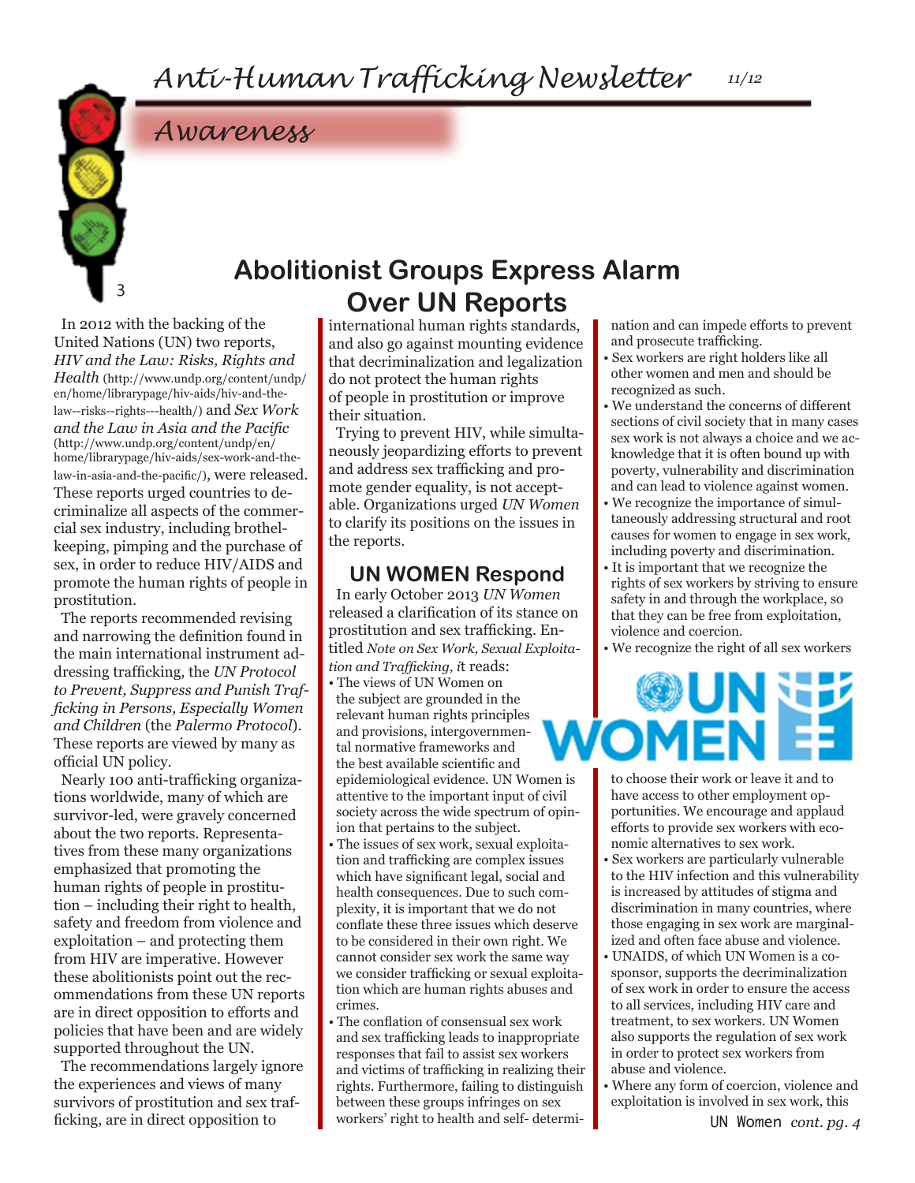## Awareness

# Abolitionist Groups Express Alarm Over UN Reports

In 2012 with the backing of the United Nations (UN) two reports, *HIV and the Law: Risks, Rights and Health* (http://www.undp.org/content/undp/en/home/librarypage/hiv-aids/hiv-and-the-law--risks--rights---health/) and *Sex Work and the Law in Asia and the Pacific* (http://www.undp.org/content/undp/en/home/librarypage/hiv-aids/sex-work-and-the-law-in-asia-and-the-pacific/), were released. These reports urged countries to decriminalize all aspects of the commercial sex industry, including brothel-keeping, pimping and the purchase of sex, in order to reduce HIV/AIDS and promote the human rights of people in prostitution.

The reports recommended revising and narrowing the definition found in the main international instrument addressing trafficking, the *UN Protocol to Prevent, Suppress and Punish Trafficking in Persons, Especially Women and Children* (the *Palermo Protocol*). These reports are viewed by many as official UN policy.

Nearly 100 anti-trafficking organizations worldwide, many of which are survivor-led, were gravely concerned about the two reports. Representatives from these many organizations emphasized that promoting the human rights of people in prostitution – including their right to health, safety and freedom from violence and exploitation – and protecting them from HIV are imperative. However these abolitionists point out the recommendations from these UN reports are in direct opposition to efforts and policies that have been and are widely supported throughout the UN.

The recommendations largely ignore the experiences and views of many survivors of prostitution and sex trafficking, are in direct opposition to international human rights standards, and also go against mounting evidence that decriminalization and legalization do not protect the human rights of people in prostitution or improve their situation.

Trying to prevent HIV, while simultaneously jeopardizing efforts to prevent and address sex trafficking and promote gender equality, is not acceptable. Organizations urged *UN Women* to clarify its positions on the issues in the reports.

## UN WOMEN Respond

In early October 2013 *UN Women* released a clarification of its stance on prostitution and sex trafficking. Entitled *Note on Sex Work, Sexual Exploitation and Trafficking, i*t reads:

- The views of UN Women on the subject are grounded in the relevant human rights principles and provisions, intergovernmental normative frameworks and the best available scientific and epidemiological evidence. UN Women is attentive to the important input of civil society across the wide spectrum of opinion that pertains to the subject.
- The issues of sex work, sexual exploitation and trafficking are complex issues which have significant legal, social and health consequences. Due to such complexity, it is important that we do not conflate these three issues which deserve to be considered in their own right. We cannot consider sex work the same way we consider trafficking or sexual exploitation which are human rights abuses and crimes.
- The conflation of consensual sex work and sex trafficking leads to inappropriate responses that fail to assist sex workers and victims of trafficking in realizing their rights. Furthermore, failing to distinguish between these groups infringes on sex workers' right to health and self- determination and can impede efforts to prevent and prosecute trafficking.
- Sex workers are right holders like all other women and men and should be recognized as such.
- We understand the concerns of different sections of civil society that in many cases sex work is not always a choice and we acknowledge that it is often bound up with poverty, vulnerability and discrimination and can lead to violence against women.
- We recognize the importance of simultaneously addressing structural and root causes for women to engage in sex work, including poverty and discrimination.
- It is important that we recognize the rights of sex workers by striving to ensure safety in and through the workplace, so that they can be free from exploitation, violence and coercion.
- We recognize the right of all sex workers to choose their work or leave it and to have access to other employment opportunities. We encourage and applaud efforts to provide sex workers with economic alternatives to sex work.
- Sex workers are particularly vulnerable to the HIV infection and this vulnerability is increased by attitudes of stigma and discrimination in many countries, where those engaging in sex work are marginalized and often face abuse and violence.
- UNAIDS, of which UN Women is a co-sponsor, supports the decriminalization of sex work in order to ensure the access to all services, including HIV care and treatment, to sex workers. UN Women also supports the regulation of sex work in order to protect sex workers from abuse and violence.
- Where any form of coercion, violence and exploitation is involved in sex work, this

UN Women *cont. pg. 4*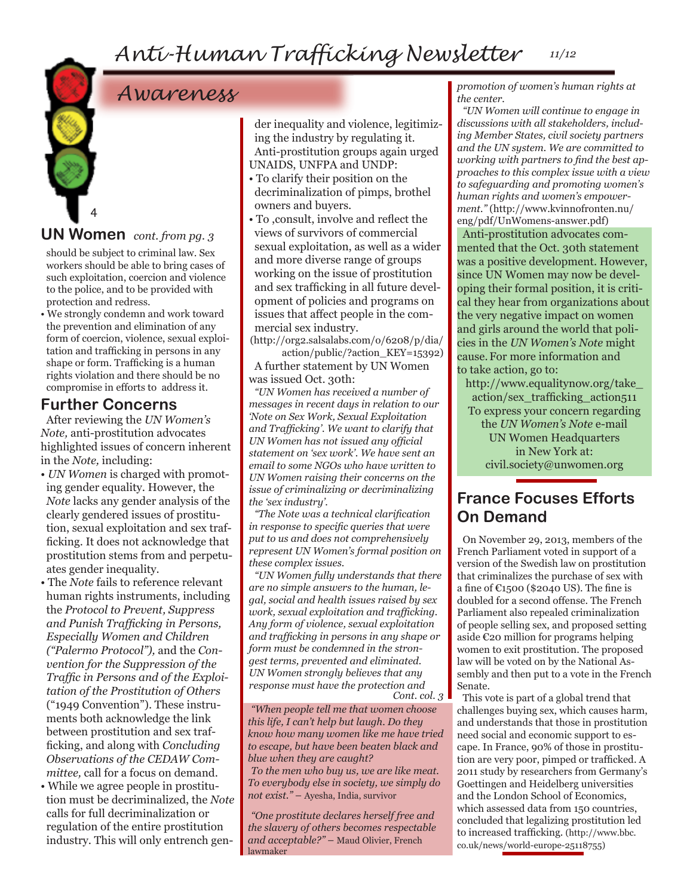## Awareness

### UN Women *cont. from pg. 3*

should be subject to criminal law. Sex workers should be able to bring cases of such exploitation, coercion and violence to the police, and to be provided with protection and redress.

- We strongly condemn and work toward the prevention and elimination of any form of coercion, violence, sexual exploitation and trafficking in persons in any shape or form. Trafficking is a human rights violation and there should be no compromise in efforts to address it.

### Further Concerns

After reviewing the *UN Women's Note,* anti-prostitution advocates highlighted issues of concern inherent in the *Note,* including:

- *UN Women* is charged with promoting gender equality. However, the *Note* lacks any gender analysis of the clearly gendered issues of prostitution, sexual exploitation and sex trafficking. It does not acknowledge that prostitution stems from and perpetuates gender inequality.
- The *Note* fails to reference relevant human rights instruments, including the *Protocol to Prevent, Suppress and Punish Trafficking in Persons, Especially Women and Children ("Palermo Protocol"),* and the *Convention for the Suppression of the Traffic in Persons and of the Exploitation of the Prostitution of Others* ("1949 Convention"). These instruments both acknowledge the link between prostitution and sex trafficking, and along with *Concluding Observations of the CEDAW Committee,* call for a focus on demand.
- While we agree people in prostitution must be decriminalized, the *Note* calls for full decriminalization or regulation of the entire prostitution industry. This will only entrench gender inequality and violence, legitimizing the industry by regulating it.

Anti-prostitution groups again urged UNAIDS, UNFPA and UNDP:

- To clarify their position on the decriminalization of pimps, brothel owners and buyers.
- To ,consult, involve and reflect the views of survivors of commercial sexual exploitation, as well as a wider and more diverse range of groups working on the issue of prostitution and sex trafficking in all future development of policies and programs on issues that affect people in the commercial sex industry.

(http://org2.salsalabs.com/o/6208/p/dia/action/public/?action_KEY=15392)

A further statement by UN Women was issued Oct. 30th:

*"UN Women has received a number of messages in recent days in relation to our 'Note on Sex Work, Sexual Exploitation and Trafficking'. We want to clarify that UN Women has not issued any official statement on 'sex work'. We have sent an email to some NGOs who have written to UN Women raising their concerns on the issue of criminalizing or decriminalizing the 'sex industry'.*

*"The Note was a technical clarification in response to specific queries that were put to us and does not comprehensively represent UN Women's formal position on these complex issues.*

*"UN Women fully understands that there are no simple answers to the human, legal, social and health issues raised by sex work, sexual exploitation and trafficking. Any form of violence, sexual exploitation and trafficking in persons in any shape or form must be condemned in the strongest terms, prevented and eliminated. UN Women strongly believes that any response must have the protection and promotion of women's human rights at the center.*

*"UN Women will continue to engage in discussions with all stakeholders, including Member States, civil society partners and the UN system. We are committed to working with partners to find the best approaches to this complex issue with a view to safeguarding and promoting women's human rights and women's empowerment."* (http://www.kvinnofronten.nu/eng/pdf/UnWomens-answer.pdf)

Anti-prostitution advocates commented that the Oct. 30th statement was a positive development. However, since UN Women may now be developing their formal position, it is critical they hear from organizations about the very negative impact on women and girls around the world that policies in the *UN Women's Note* might cause. For more information and to take action, go to:

http://www.equalitynow.org/take_action/sex_trafficking_action511

To express your concern regarding the *UN Women's Note* e-mail UN Women Headquarters in New York at: civil.society@unwomen.org

*"When people tell me that women choose this life, I can't help but laugh. Do they know how many women like me have tried to escape, but have been beaten black and blue when they are caught?*

*To the men who buy us, we are like meat. To everybody else in society, we simply do not exist."* – Ayesha, India, survivor

*"One prostitute declares herself free and the slavery of others becomes respectable and acceptable?"* – Maud Olivier, French lawmaker

### France Focuses Efforts On Demand

On November 29, 2013, members of the French Parliament voted in support of a version of the Swedish law on prostitution that criminalizes the purchase of sex with a fine of €1500 ($2040 US). The fine is doubled for a second offense. The French Parliament also repealed criminalization of people selling sex, and proposed setting aside €20 million for programs helping women to exit prostitution. The proposed law will be voted on by the National Assembly and then put to a vote in the French Senate.

This vote is part of a global trend that challenges buying sex, which causes harm, and understands that those in prostitution need social and economic support to escape. In France, 90% of those in prostitution are very poor, pimped or trafficked. A 2011 study by researchers from Germany's Goettingen and Heidelberg universities and the London School of Economics, which assessed data from 150 countries, concluded that legalizing prostitution led to increased trafficking. (http://www.bbc.co.uk/news/world-europe-25118755)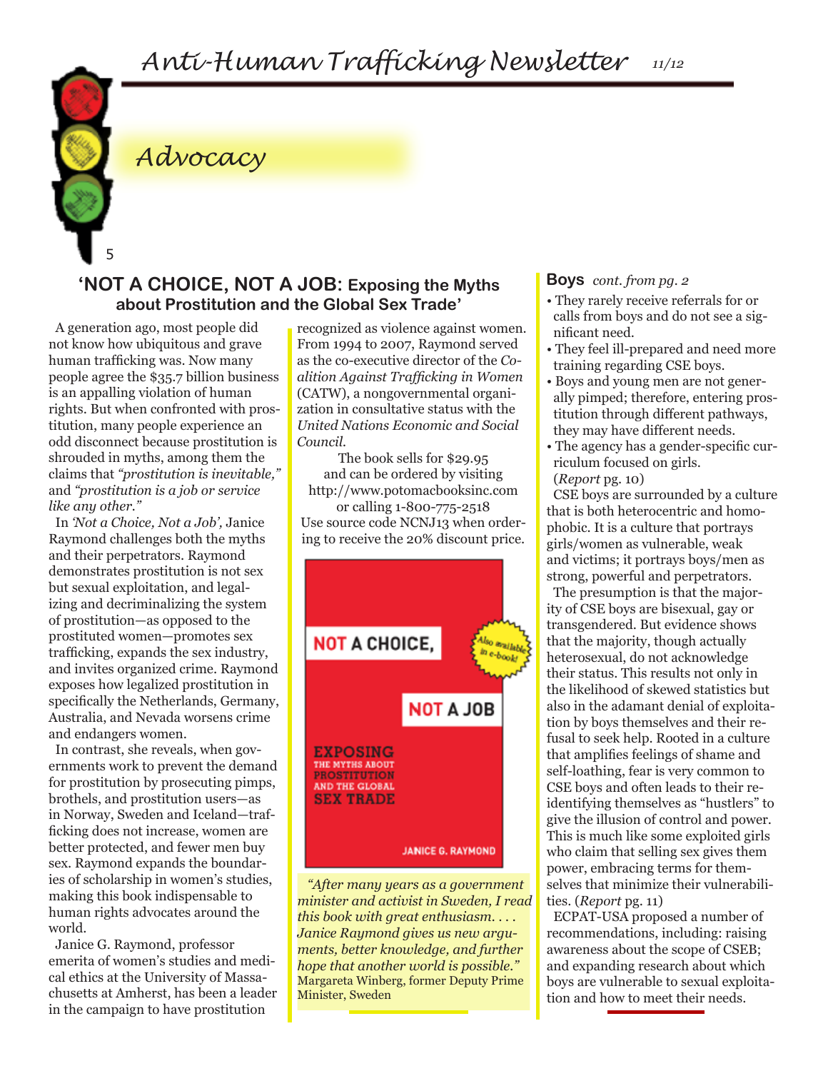## Advocacy

### 'NOT A CHOICE, NOT A JOB: Exposing the Myths about Prostitution and the Global Sex Trade'

A generation ago, most people did not know how ubiquitous and grave human trafficking was. Now many people agree the $35.7 billion business is an appalling violation of human rights. But when confronted with prostitution, many people experience an odd disconnect because prostitution is shrouded in myths, among them the claims that *"prostitution is inevitable,"* and *"prostitution is a job or service like any other."*

In *'Not a Choice, Not a Job',* Janice Raymond challenges both the myths and their perpetrators. Raymond demonstrates prostitution is not sex but sexual exploitation, and legalizing and decriminalizing the system of prostitution—as opposed to the prostituted women—promotes sex trafficking, expands the sex industry, and invites organized crime. Raymond exposes how legalized prostitution in specifically the Netherlands, Germany, Australia, and Nevada worsens crime and endangers women.

In contrast, she reveals, when governments work to prevent the demand for prostitution by prosecuting pimps, brothels, and prostitution users—as in Norway, Sweden and Iceland—trafficking does not increase, women are better protected, and fewer men buy sex. Raymond expands the boundaries of scholarship in women's studies, making this book indispensable to human rights advocates around the world.

Janice G. Raymond, professor emerita of women's studies and medical ethics at the University of Massachusetts at Amherst, has been a leader in the campaign to have prostitution recognized as violence against women. From 1994 to 2007, Raymond served as the co-executive director of the *Coalition Against Trafficking in Women* (CATW), a nongovernmental organization in consultative status with the *United Nations Economic and Social Council.*

The book sells for $29.95 and can be ordered by visiting http://www.potomacbooksinc.com or calling 1-800-775-2518. Use source code NCNJ13 when ordering to receive the 20% discount price.

NOT A CHOICE, NOT A JOB
EXPOSING THE MYTHS ABOUT PROSTITUTION AND THE GLOBAL SEX TRADE
JANICE G. RAYMOND
Also available in e-book!

*"After many years as a government minister and activist in Sweden, I read this book with great enthusiasm. . . . Janice Raymond gives us new arguments, better knowledge, and further hope that another world is possible."*
Margareta Winberg, former Deputy Prime Minister, Sweden

### Boys *cont. from pg. 2*

- They rarely receive referrals for or calls from boys and do not see a significant need.
- They feel ill-prepared and need more training regarding CSE boys.
- Boys and young men are not generally pimped; therefore, entering prostitution through different pathways, they may have different needs.
- The agency has a gender-specific curriculum focused on girls.

(*Report* pg. 10)

CSE boys are surrounded by a culture that is both heterocentric and homophobic. It is a culture that portrays girls/women as vulnerable, weak and victims; it portrays boys/men as strong, powerful and perpetrators.

The presumption is that the majority of CSE boys are bisexual, gay or transgendered. But evidence shows that the majority, though actually heterosexual, do not acknowledge their status. This results not only in the likelihood of skewed statistics but also in the adamant denial of exploitation by boys themselves and their refusal to seek help. Rooted in a culture that amplifies feelings of shame and self-loathing, fear is very common to CSE boys and often leads to their re-identifying themselves as "hustlers" to give the illusion of control and power. This is much like some exploited girls who claim that selling sex gives them power, embracing terms for themselves that minimize their vulnerabilities. (*Report* pg. 11)

ECPAT-USA proposed a number of recommendations, including: raising awareness about the scope of CSEB; and expanding research about which boys are vulnerable to sexual exploitation and how to meet their needs.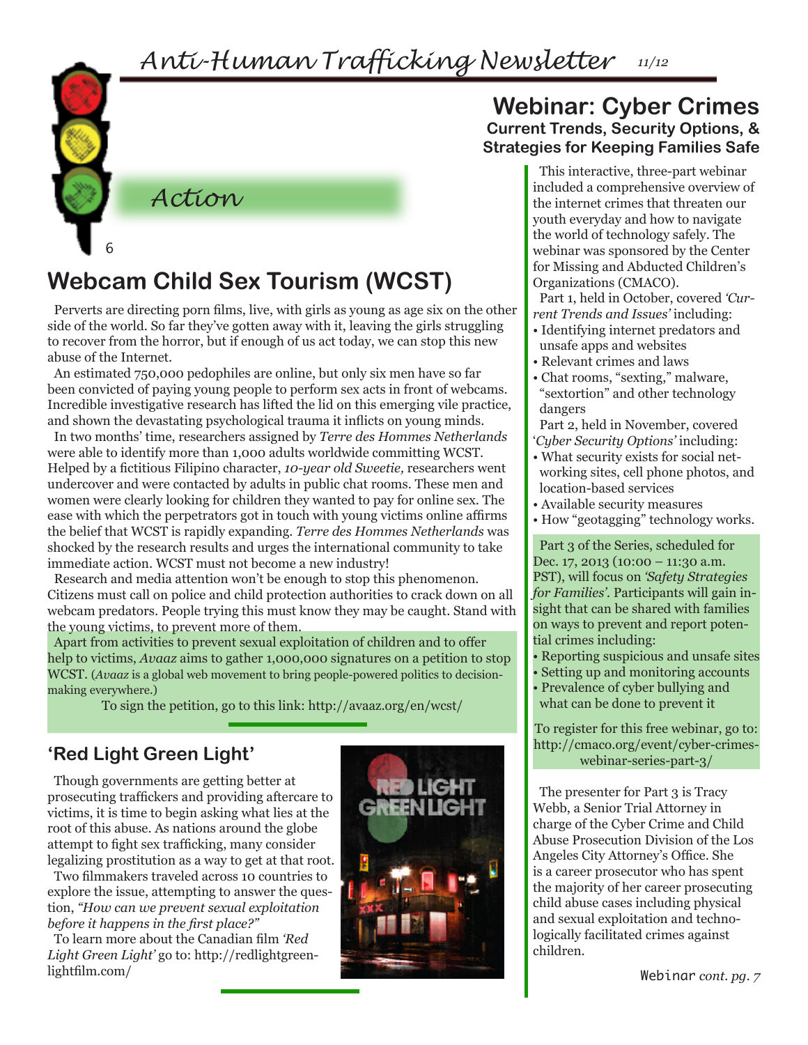# Action

## Webcam Child Sex Tourism (WCST)

Perverts are directing porn films, live, with girls as young as age six on the other side of the world. So far they've gotten away with it, leaving the girls struggling to recover from the horror, but if enough of us act today, we can stop this new abuse of the Internet.

An estimated 750,000 pedophiles are online, but only six men have so far been convicted of paying young people to perform sex acts in front of webcams. Incredible investigative research has lifted the lid on this emerging vile practice, and shown the devastating psychological trauma it inflicts on young minds.

In two months' time, researchers assigned by *Terre des Hommes Netherlands* were able to identify more than 1,000 adults worldwide committing WCST. Helped by a fictitious Filipino character, *10-year old Sweetie,* researchers went undercover and were contacted by adults in public chat rooms. These men and women were clearly looking for children they wanted to pay for online sex. The ease with which the perpetrators got in touch with young victims online affirms the belief that WCST is rapidly expanding. *Terre des Hommes Netherlands* was shocked by the research results and urges the international community to take immediate action. WCST must not become a new industry!

Research and media attention won't be enough to stop this phenomenon. Citizens must call on police and child protection authorities to crack down on all webcam predators. People trying this must know they may be caught. Stand with the young victims, to prevent more of them.

Apart from activities to prevent sexual exploitation of children and to offer help to victims, *Avaaz* aims to gather 1,000,000 signatures on a petition to stop WCST. (*Avaaz* is a global web movement to bring people-powered politics to decision-making everywhere.)

To sign the petition, go to this link: http://avaaz.org/en/wcst/

## 'Red Light Green Light'

Though governments are getting better at prosecuting traffickers and providing aftercare to victims, it is time to begin asking what lies at the root of this abuse. As nations around the globe attempt to fight sex trafficking, many consider legalizing prostitution as a way to get at that root.

Two filmmakers traveled across 10 countries to explore the issue, attempting to answer the question, *"How can we prevent sexual exploitation before it happens in the first place?"*

To learn more about the Canadian film *'Red Light Green Light'* go to: http://redlightgreenlightfilm.com/

## Webinar: Cyber Crimes

### Current Trends, Security Options, & Strategies for Keeping Families Safe

This interactive, three-part webinar included a comprehensive overview of the internet crimes that threaten our youth everyday and how to navigate the world of technology safely. The webinar was sponsored by the Center for Missing and Abducted Children's Organizations (CMACO).

Part 1, held in October, covered *'Current Trends and Issues'* including:

- Identifying internet predators and unsafe apps and websites
- Relevant crimes and laws
- Chat rooms, "sexting," malware, "sextortion" and other technology dangers

Part 2, held in November, covered *'Cyber Security Options'* including:

- What security exists for social networking sites, cell phone photos, and location-based services
- Available security measures
- How "geotagging" technology works.

Part 3 of the Series, scheduled for Dec. 17, 2013 (10:00 – 11:30 a.m. PST), will focus on *'Safety Strategies for Families'*. Participants will gain insight that can be shared with families on ways to prevent and report potential crimes including:

- Reporting suspicious and unsafe sites
- Setting up and monitoring accounts
- Prevalence of cyber bullying and what can be done to prevent it

To register for this free webinar, go to: http://cmaco.org/event/cyber-crimes-webinar-series-part-3/

The presenter for Part 3 is Tracy Webb, a Senior Trial Attorney in charge of the Cyber Crime and Child Abuse Prosecution Division of the Los Angeles City Attorney's Office. She is a career prosecutor who has spent the majority of her career prosecuting child abuse cases including physical and sexual exploitation and technologically facilitated crimes against children.

Webinar *cont. pg. 7*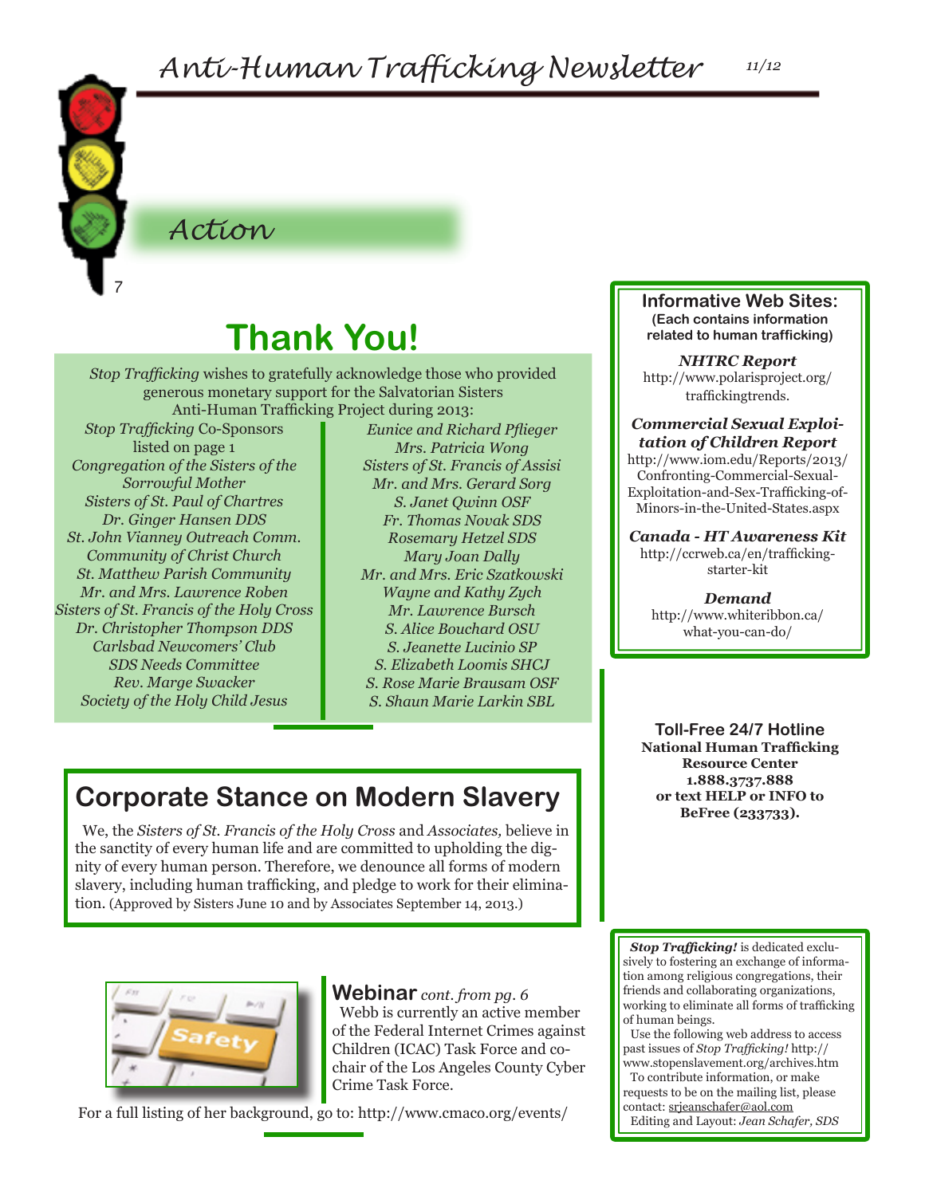## Action

# Thank You!

*Stop Trafficking* wishes to gratefully acknowledge those who provided generous monetary support for the Salvatorian Sisters Anti-Human Trafficking Project during 2013:

*Stop Trafficking* Co-Sponsors listed on page 1
*Congregation of the Sisters of the Sorrowful Mother*
*Sisters of St. Paul of Chartres*
*Dr. Ginger Hansen DDS*
*St. John Vianney Outreach Comm.*
*Community of Christ Church*
*St. Matthew Parish Community*
*Mr. and Mrs. Lawrence Roben*
*Sisters of St. Francis of the Holy Cross*
*Dr. Christopher Thompson DDS*
*Carlsbad Newcomers' Club*
*SDS Needs Committee*
*Rev. Marge Swacker*
*Society of the Holy Child Jesus*
*Eunice and Richard Pflieger*
*Mrs. Patricia Wong*
*Sisters of St. Francis of Assisi*
*Mr. and Mrs. Gerard Sorg*
*S. Janet Qwinn OSF*
*Fr. Thomas Novak SDS*
*Rosemary Hetzel SDS*
*Mary Joan Dally*
*Mr. and Mrs. Eric Szatkowski*
*Wayne and Kathy Zych*
*Mr. Lawrence Bursch*
*S. Alice Bouchard OSU*
*S. Jeanette Lucinio SP*
*S. Elizabeth Loomis SHCJ*
*S. Rose Marie Brausam OSF*
*S. Shaun Marie Larkin SBL*

## Corporate Stance on Modern Slavery

We, the *Sisters of St. Francis of the Holy Cross* and *Associates,* believe in the sanctity of every human life and are committed to upholding the dignity of every human person. Therefore, we denounce all forms of modern slavery, including human trafficking, and pledge to work for their elimination. (Approved by Sisters June 10 and by Associates September 14, 2013.)

**Webinar** *cont. from pg. 6*

Webb is currently an active member of the Federal Internet Crimes against Children (ICAC) Task Force and co-chair of the Los Angeles County Cyber Crime Task Force.

For a full listing of her background, go to: http://www.cmaco.org/events/

### Informative Web Sites:
**(Each contains information related to human trafficking)**

***NHTRC Report***
http://www.polarisproject.org/traffickingtrends.

***Commercial Sexual Exploitation of Children Report***
http://www.iom.edu/Reports/2013/Confronting-Commercial-Sexual-Exploitation-and-Sex-Trafficking-of-Minors-in-the-United-States.aspx

***Canada - HT Awareness Kit***
http://ccrweb.ca/en/trafficking-starter-kit

***Demand***
http://www.whiteribbon.ca/what-you-can-do/

**Toll-Free 24/7 Hotline**
**National Human Trafficking Resource Center**
**1.888.3737.888**
**or text HELP or INFO to BeFree (233733).**

***Stop Trafficking!*** is dedicated exclusively to fostering an exchange of information among religious congregations, their friends and collaborating organizations, working to eliminate all forms of trafficking of human beings.

Use the following web address to access past issues of *Stop Trafficking!* http://www.stopenslavement.org/archives.htm

To contribute information, or make requests to be on the mailing list, please contact: srjeanschafer@aol.com

Editing and Layout: *Jean Schafer, SDS*